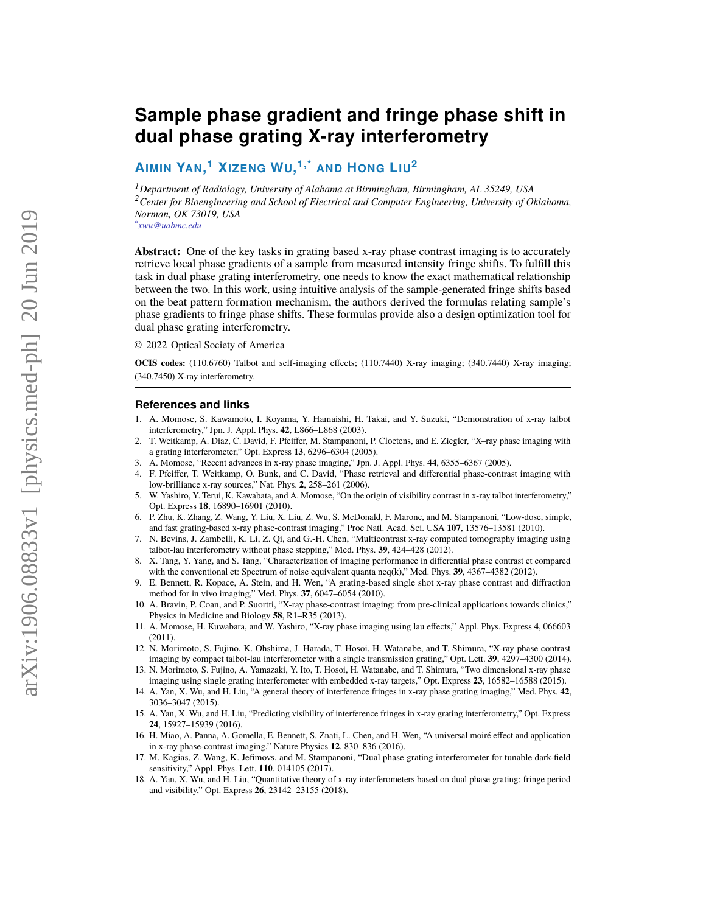# Sample phase gradient and fringe phase shift in dual phase grating X-ray interferometry

**Aimin Yan,[1] Xizeng Wu,[1,*] and Hong Liu[2]**

[1] *Department of Radiology, University of Alabama at Birmingham, Birmingham, AL 35249, USA*
[2] *Center for Bioengineering and School of Electrical and Computer Engineering, University of Oklahoma, Norman, OK 73019, USA*
[*] *xwu@uabmc.edu*

**Abstract:** One of the key tasks in grating based x-ray phase contrast imaging is to accurately retrieve local phase gradients of a sample from measured intensity fringe shifts. To fulfill this task in dual phase grating interferometry, one needs to know the exact mathematical relationship between the two. In this work, using intuitive analysis of the sample-generated fringe shifts based on the beat pattern formation mechanism, the authors derived the formulas relating sample's phase gradients to fringe phase shifts. These formulas provide also a design optimization tool for dual phase grating interferometry.

© 2022 Optical Society of America

**OCIS codes:** (110.6760) Talbot and self-imaging effects; (110.7440) X-ray imaging; (340.7440) X-ray imaging; (340.7450) X-ray interferometry.

## References and links

1. A. Momose, S. Kawamoto, I. Koyama, Y. Hamaishi, H. Takai, and Y. Suzuki, "Demonstration of x-ray talbot interferometry," Jpn. J. Appl. Phys. **42**, L866–L868 (2003).
2. T. Weitkamp, A. Diaz, C. David, F. Pfeiffer, M. Stampanoni, P. Cloetens, and E. Ziegler, "X–ray phase imaging with a grating interferometer," Opt. Express **13**, 6296–6304 (2005).
3. A. Momose, "Recent advances in x-ray phase imaging," Jpn. J. Appl. Phys. **44**, 6355–6367 (2005).
4. F. Pfeiffer, T. Weitkamp, O. Bunk, and C. David, "Phase retrieval and differential phase-contrast imaging with low-brilliance x-ray sources," Nat. Phys. **2**, 258–261 (2006).
5. W. Yashiro, Y. Terui, K. Kawabata, and A. Momose, "On the origin of visibility contrast in x-ray talbot interferometry," Opt. Express **18**, 16890–16901 (2010).
6. P. Zhu, K. Zhang, Z. Wang, Y. Liu, X. Liu, Z. Wu, S. McDonald, F. Marone, and M. Stampanoni, "Low-dose, simple, and fast grating-based x-ray phase-contrast imaging," Proc Natl. Acad. Sci. USA **107**, 13576–13581 (2010).
7. N. Bevins, J. Zambelli, K. Li, Z. Qi, and G.-H. Chen, "Multicontrast x-ray computed tomography imaging using talbot-lau interferometry without phase stepping," Med. Phys. **39**, 424–428 (2012).
8. X. Tang, Y. Yang, and S. Tang, "Characterization of imaging performance in differential phase contrast ct compared with the conventional ct: Spectrum of noise equivalent quanta neq(k)," Med. Phys. **39**, 4367–4382 (2012).
9. E. Bennett, R. Kopace, A. Stein, and H. Wen, "A grating-based single shot x-ray phase contrast and diffraction method for in vivo imaging," Med. Phys. **37**, 6047–6054 (2010).
10. A. Bravin, P. Coan, and P. Suortti, "X-ray phase-contrast imaging: from pre-clinical applications towards clinics," Physics in Medicine and Biology **58**, R1–R35 (2013).
11. A. Momose, H. Kuwabara, and W. Yashiro, "X-ray phase imaging using lau effects," Appl. Phys. Express **4**, 066603 (2011).
12. N. Morimoto, S. Fujino, K. Ohshima, J. Harada, T. Hosoi, H. Watanabe, and T. Shimura, "X-ray phase contrast imaging by compact talbot-lau interferometer with a single transmission grating," Opt. Lett. **39**, 4297–4300 (2014).
13. N. Morimoto, S. Fujino, A. Yamazaki, Y. Ito, T. Hosoi, H. Watanabe, and T. Shimura, "Two dimensional x-ray phase imaging using single grating interferometer with embedded x-ray targets," Opt. Express **23**, 16582–16588 (2015).
14. A. Yan, X. Wu, and H. Liu, "A general theory of interference fringes in x-ray phase grating imaging," Med. Phys. **42**, 3036–3047 (2015).
15. A. Yan, X. Wu, and H. Liu, "Predicting visibility of interference fringes in x-ray grating interferometry," Opt. Express **24**, 15927–15939 (2016).
16. H. Miao, A. Panna, A. Gomella, E. Bennett, S. Znati, L. Chen, and H. Wen, "A universal moiré effect and application in x-ray phase-contrast imaging," Nature Physics **12**, 830–836 (2016).
17. M. Kagias, Z. Wang, K. Jefimovs, and M. Stampanoni, "Dual phase grating interferometer for tunable dark-field sensitivity," Appl. Phys. Lett. **110**, 014105 (2017).
18. A. Yan, X. Wu, and H. Liu, "Quantitative theory of x-ray interferometers based on dual phase grating: fringe period and visibility," Opt. Express **26**, 23142–23155 (2018).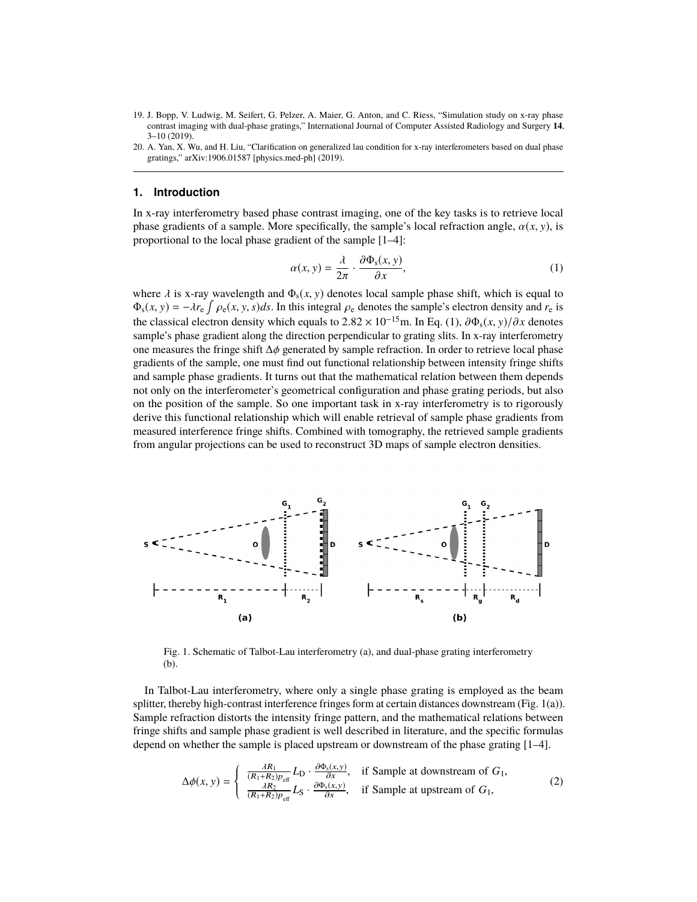19. J. Bopp, V. Ludwig, M. Seifert, G. Pelzer, A. Maier, G. Anton, and C. Riess, "Simulation study on x-ray phase contrast imaging with dual-phase gratings," International Journal of Computer Assisted Radiology and Surgery **14**, 3–10 (2019).
20. A. Yan, X. Wu, and H. Liu, "Clarification on generalized lau condition for x-ray interferometers based on dual phase gratings," arXiv:1906.01587 [physics.med-ph] (2019).

## 1. Introduction

In x-ray interferometry based phase contrast imaging, one of the key tasks is to retrieve local phase gradients of a sample. More specifically, the sample's local refraction angle, $\alpha(x, y)$, is proportional to the local phase gradient of the sample [1–4]:

$$\alpha(x, y) = \frac{\lambda}{2\pi} \cdot \frac{\partial \Phi_s(x, y)}{\partial x}, \tag{1}$$

where $\lambda$ is x-ray wavelength and $\Phi_s(x, y)$ denotes local sample phase shift, which is equal to $\Phi_s(x, y) = -\lambda r_e \int \rho_e(x, y, s)ds$. In this integral $\rho_e$ denotes the sample's electron density and $r_e$ is the classical electron density which equals to $2.82 \times 10^{-15}$m. In Eq. (1), $\partial \Phi_s(x, y)/\partial x$ denotes sample's phase gradient along the direction perpendicular to grating slits. In x-ray interferometry one measures the fringe shift $\Delta\phi$ generated by sample refraction. In order to retrieve local phase gradients of the sample, one must find out functional relationship between intensity fringe shifts and sample phase gradients. It turns out that the mathematical relation between them depends not only on the interferometer's geometrical configuration and phase grating periods, but also on the position of the sample. So one important task in x-ray interferometry is to rigorously derive this functional relationship which will enable retrieval of sample phase gradients from measured interference fringe shifts. Combined with tomography, the retrieved sample gradients from angular projections can be used to reconstruct 3D maps of sample electron densities.

Fig. 1. Schematic of Talbot-Lau interferometry (a), and dual-phase grating interferometry (b).

In Talbot-Lau interferometry, where only a single phase grating is employed as the beam splitter, thereby high-contrast interference fringes form at certain distances downstream (Fig. 1(a)). Sample refraction distorts the intensity fringe pattern, and the mathematical relations between fringe shifts and sample phase gradient is well described in literature, and the specific formulas depend on whether the sample is placed upstream or downstream of the phase grating [1–4].

$$\Delta\phi(x, y) = \begin{cases} \frac{\lambda R_1}{(R_1+R_2)p_{\text{eff}}} L_D \cdot \frac{\partial \Phi_s(x,y)}{\partial x}, & \text{if Sample at downstream of } G_1, \\ \frac{\lambda R_2}{(R_1+R_2)p_{\text{eff}}} L_S \cdot \frac{\partial \Phi_s(x,y)}{\partial x}, & \text{if Sample at upstream of } G_1, \end{cases} \tag{2}$$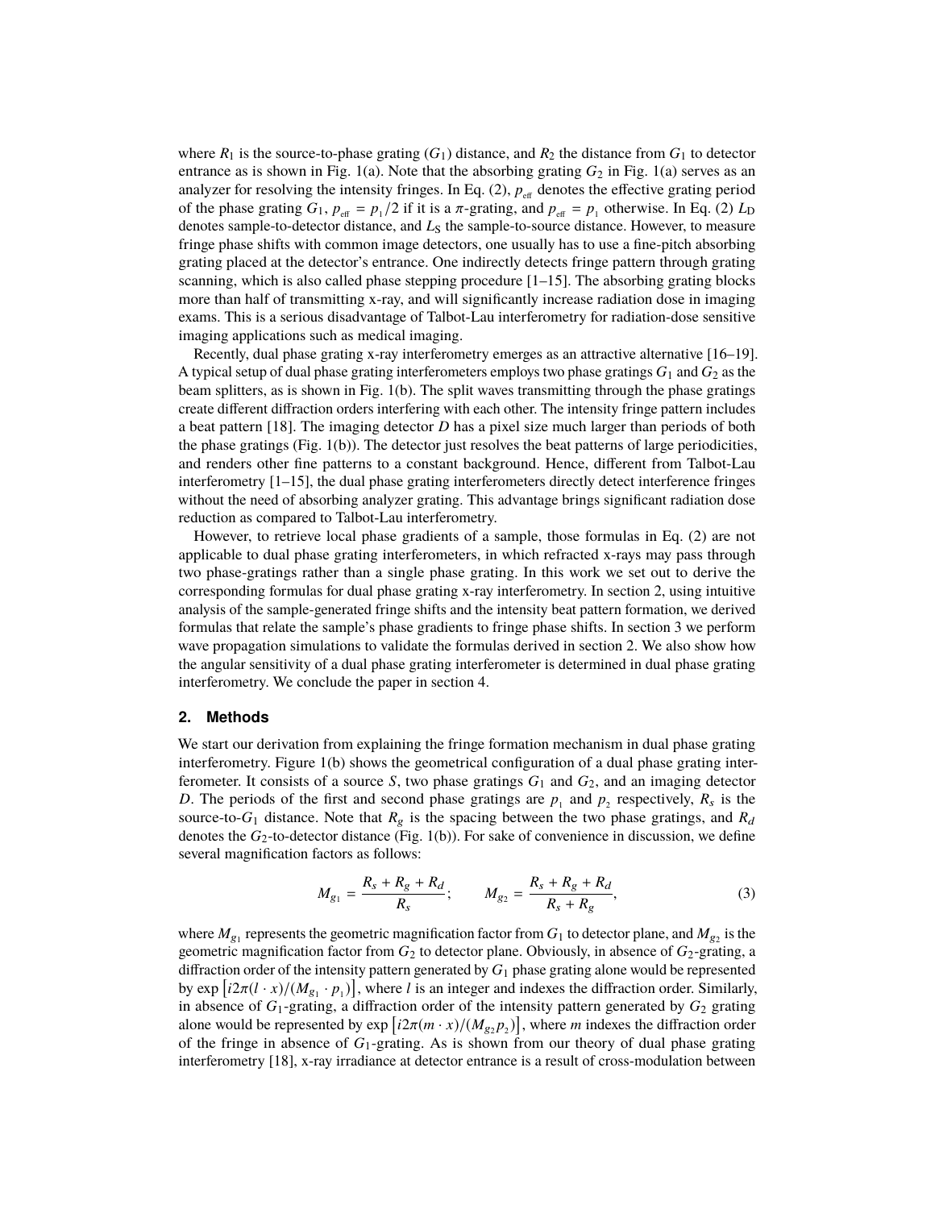where $R_1$ is the source-to-phase grating ($G_1$) distance, and $R_2$ the distance from $G_1$ to detector entrance as is shown in Fig. 1(a). Note that the absorbing grating $G_2$ in Fig. 1(a) serves as an analyzer for resolving the intensity fringes. In Eq. (2), $p_{\text{eff}}$ denotes the effective grating period of the phase grating $G_1$, $p_{\text{eff}} = p_1/2$ if it is a $\pi$-grating, and $p_{\text{eff}} = p_1$ otherwise. In Eq. (2) $L_D$ denotes sample-to-detector distance, and $L_S$ the sample-to-source distance. However, to measure fringe phase shifts with common image detectors, one usually has to use a fine-pitch absorbing grating placed at the detector's entrance. One indirectly detects fringe pattern through grating scanning, which is also called phase stepping procedure [1–15]. The absorbing grating blocks more than half of transmitting x-ray, and will significantly increase radiation dose in imaging exams. This is a serious disadvantage of Talbot-Lau interferometry for radiation-dose sensitive imaging applications such as medical imaging.

Recently, dual phase grating x-ray interferometry emerges as an attractive alternative [16–19]. A typical setup of dual phase grating interferometers employs two phase gratings $G_1$ and $G_2$ as the beam splitters, as is shown in Fig. 1(b). The split waves transmitting through the phase gratings create different diffraction orders interfering with each other. The intensity fringe pattern includes a beat pattern [18]. The imaging detector $D$ has a pixel size much larger than periods of both the phase gratings (Fig. 1(b)). The detector just resolves the beat patterns of large periodicities, and renders other fine patterns to a constant background. Hence, different from Talbot-Lau interferometry [1–15], the dual phase grating interferometers directly detect interference fringes without the need of absorbing analyzer grating. This advantage brings significant radiation dose reduction as compared to Talbot-Lau interferometry.

However, to retrieve local phase gradients of a sample, those formulas in Eq. (2) are not applicable to dual phase grating interferometers, in which refracted x-rays may pass through two phase-gratings rather than a single phase grating. In this work we set out to derive the corresponding formulas for dual phase grating x-ray interferometry. In section 2, using intuitive analysis of the sample-generated fringe shifts and the intensity beat pattern formation, we derived formulas that relate the sample's phase gradients to fringe phase shifts. In section 3 we perform wave propagation simulations to validate the formulas derived in section 2. We also show how the angular sensitivity of a dual phase grating interferometer is determined in dual phase grating interferometry. We conclude the paper in section 4.

## 2. Methods

We start our derivation from explaining the fringe formation mechanism in dual phase grating interferometry. Figure 1(b) shows the geometrical configuration of a dual phase grating interferometer. It consists of a source $S$, two phase gratings $G_1$ and $G_2$, and an imaging detector $D$. The periods of the first and second phase gratings are $p_1$ and $p_2$ respectively, $R_s$ is the source-to-$G_1$ distance. Note that $R_g$ is the spacing between the two phase gratings, and $R_d$ denotes the $G_2$-to-detector distance (Fig. 1(b)). For sake of convenience in discussion, we define several magnification factors as follows:

$$M_{g_1} = \frac{R_s + R_g + R_d}{R_s}; \qquad M_{g_2} = \frac{R_s + R_g + R_d}{R_s + R_g}, \tag{3}$$

where $M_{g_1}$ represents the geometric magnification factor from $G_1$ to detector plane, and $M_{g_2}$ is the geometric magnification factor from $G_2$ to detector plane. Obviously, in absence of $G_2$-grating, a diffraction order of the intensity pattern generated by $G_1$ phase grating alone would be represented by $\exp\left[i2\pi(l \cdot x)/(M_{g_1} \cdot p_1)\right]$, where $l$ is an integer and indexes the diffraction order. Similarly, in absence of $G_1$-grating, a diffraction order of the intensity pattern generated by $G_2$ grating alone would be represented by $\exp\left[i2\pi(m \cdot x)/(M_{g_2} p_2)\right]$, where $m$ indexes the diffraction order of the fringe in absence of $G_1$-grating. As is shown from our theory of dual phase grating interferometry [18], x-ray irradiance at detector entrance is a result of cross-modulation between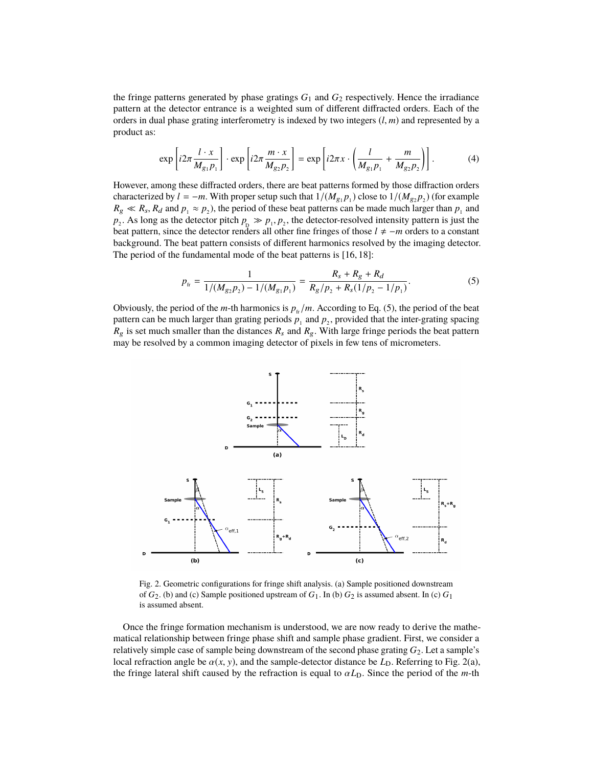the fringe patterns generated by phase gratings $G_1$ and $G_2$ respectively. Hence the irradiance pattern at the detector entrance is a weighted sum of different diffracted orders. Each of the orders in dual phase grating interferometry is indexed by two integers $(l, m)$ and represented by a product as:

$$\exp\left[i2\pi \frac{l \cdot x}{M_{g_1} p_1}\right] \cdot \exp\left[i2\pi \frac{m \cdot x}{M_{g_2} p_2}\right] = \exp\left[i2\pi x \cdot \left(\frac{l}{M_{g_1} p_1} + \frac{m}{M_{g_2} p_2}\right)\right]. \tag{4}$$

However, among these diffracted orders, there are beat patterns formed by those diffraction orders characterized by $l = -m$. With proper setup such that $1/(M_{g_1} p_1)$ close to $1/(M_{g_2} p_2)$ (for example $R_g \ll R_s, R_d$ and $p_1 \approx p_2$), the period of these beat patterns can be made much larger than $p_1$ and $p_2$. As long as the detector pitch $p_D \gg p_1, p_2$, the detector-resolved intensity pattern is just the beat pattern, since the detector renders all other fine fringes of those $l \neq -m$ orders to a constant background. The beat pattern consists of different harmonics resolved by the imaging detector. The period of the fundamental mode of the beat patterns is [16, 18]:

$$p_{fr} = \frac{1}{1/(M_{g_2} p_2) - 1/(M_{g_1} p_1)} = \frac{R_s + R_g + R_d}{R_g/p_2 + R_s(1/p_2 - 1/p_1)}. \tag{5}$$

Obviously, the period of the $m$-th harmonics is $p_{fr}/m$. According to Eq. (5), the period of the beat pattern can be much larger than grating periods $p_1$ and $p_2$, provided that the inter-grating spacing $R_g$ is set much smaller than the distances $R_s$ and $R_g$. With large fringe periods the beat pattern may be resolved by a common imaging detector of pixels in few tens of micrometers.

Fig. 2. Geometric configurations for fringe shift analysis. (a) Sample positioned downstream of $G_2$. (b) and (c) Sample positioned upstream of $G_1$. In (b) $G_2$ is assumed absent. In (c) $G_1$ is assumed absent.

Once the fringe formation mechanism is understood, we are now ready to derive the mathematical relationship between fringe phase shift and sample phase gradient. First, we consider a relatively simple case of sample being downstream of the second phase grating $G_2$. Let a sample's local refraction angle be $\alpha(x, y)$, and the sample-detector distance be $L_D$. Referring to Fig. 2(a), the fringe lateral shift caused by the refraction is equal to $\alpha L_D$. Since the period of the $m$-th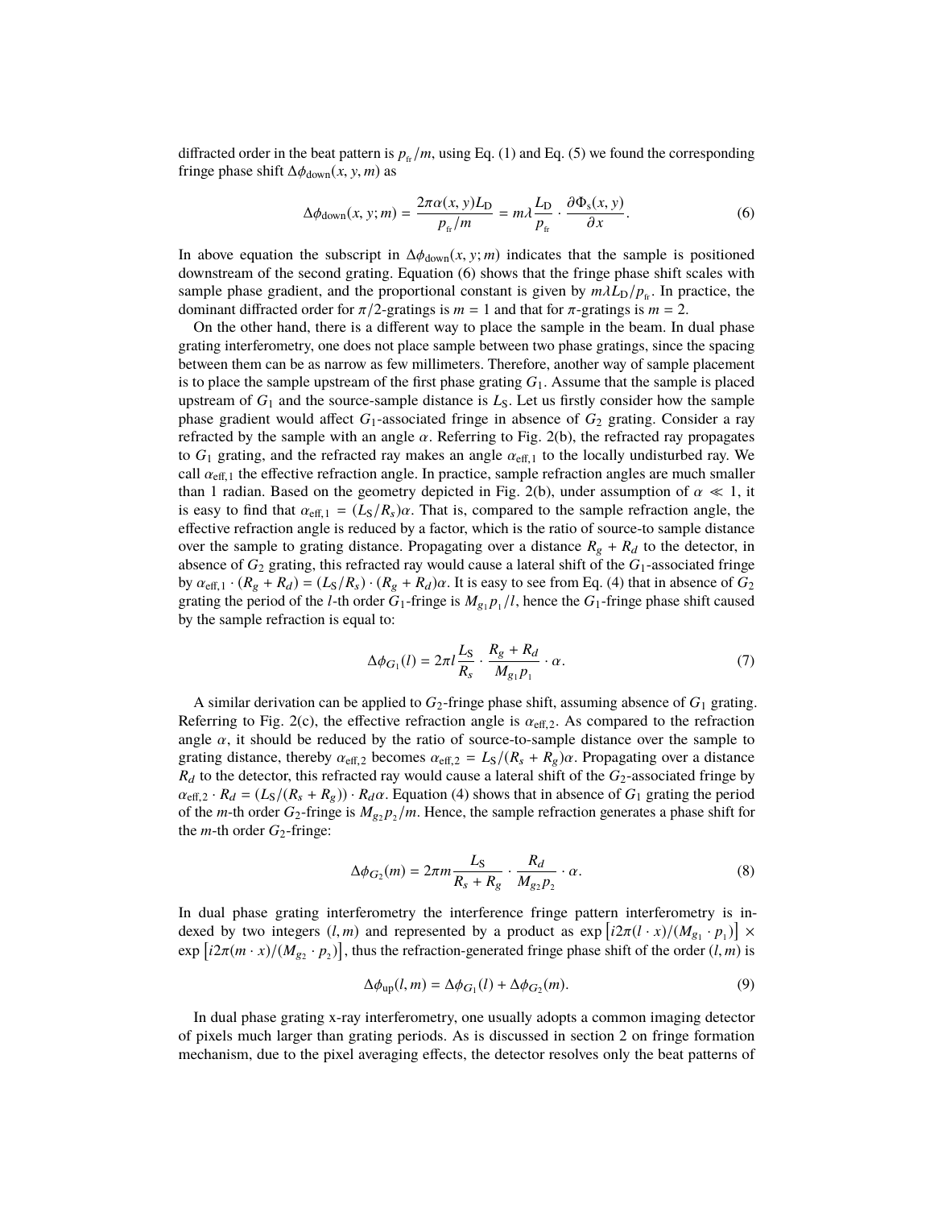diffracted order in the beat pattern is $p_{\mathrm{fr}}/m$, using Eq. (1) and Eq. (5) we found the corresponding fringe phase shift $\Delta\phi_{\mathrm{down}}(x, y, m)$ as

$$\Delta\phi_{\mathrm{down}}(x, y; m) = \frac{2\pi\alpha(x, y)L_{\mathrm{D}}}{p_{\mathrm{fr}}/m} = m\lambda\frac{L_{\mathrm{D}}}{p_{\mathrm{fr}}} \cdot \frac{\partial\Phi_{\mathrm{s}}(x, y)}{\partial x}. \tag{6}$$

In above equation the subscript in $\Delta\phi_{\mathrm{down}}(x, y; m)$ indicates that the sample is positioned downstream of the second grating. Equation (6) shows that the fringe phase shift scales with sample phase gradient, and the proportional constant is given by $m\lambda L_{\mathrm{D}}/p_{\mathrm{fr}}$. In practice, the dominant diffracted order for $\pi/2$-gratings is $m = 1$ and that for $\pi$-gratings is $m = 2$.

On the other hand, there is a different way to place the sample in the beam. In dual phase grating interferometry, one does not place sample between two phase gratings, since the spacing between them can be as narrow as few millimeters. Therefore, another way of sample placement is to place the sample upstream of the first phase grating $G_1$. Assume that the sample is placed upstream of $G_1$ and the source-sample distance is $L_{\mathrm{S}}$. Let us firstly consider how the sample phase gradient would affect $G_1$-associated fringe in absence of $G_2$ grating. Consider a ray refracted by the sample with an angle $\alpha$. Referring to Fig. 2(b), the refracted ray propagates to $G_1$ grating, and the refracted ray makes an angle $\alpha_{\mathrm{eff},1}$ to the locally undisturbed ray. We call $\alpha_{\mathrm{eff},1}$ the effective refraction angle. In practice, sample refraction angles are much smaller than 1 radian. Based on the geometry depicted in Fig. 2(b), under assumption of $\alpha \ll 1$, it is easy to find that $\alpha_{\mathrm{eff},1} = (L_{\mathrm{S}}/R_s)\alpha$. That is, compared to the sample refraction angle, the effective refraction angle is reduced by a factor, which is the ratio of source-to sample distance over the sample to grating distance. Propagating over a distance $R_g + R_d$ to the detector, in absence of $G_2$ grating, this refracted ray would cause a lateral shift of the $G_1$-associated fringe by $\alpha_{\mathrm{eff},1} \cdot (R_g + R_d) = (L_{\mathrm{S}}/R_s) \cdot (R_g + R_d)\alpha$. It is easy to see from Eq. (4) that in absence of $G_2$ grating the period of the $l$-th order $G_1$-fringe is $M_{g_1}p_1/l$, hence the $G_1$-fringe phase shift caused by the sample refraction is equal to:

$$\Delta\phi_{G_1}(l) = 2\pi l\frac{L_{\mathrm{S}}}{R_s} \cdot \frac{R_g + R_d}{M_{g_1}p_1} \cdot \alpha. \tag{7}$$

A similar derivation can be applied to $G_2$-fringe phase shift, assuming absence of $G_1$ grating. Referring to Fig. 2(c), the effective refraction angle is $\alpha_{\mathrm{eff},2}$. As compared to the refraction angle $\alpha$, it should be reduced by the ratio of source-to-sample distance over the sample to grating distance, thereby $\alpha_{\mathrm{eff},2}$ becomes $\alpha_{\mathrm{eff},2} = L_{\mathrm{S}}/(R_s + R_g)\alpha$. Propagating over a distance $R_d$ to the detector, this refracted ray would cause a lateral shift of the $G_2$-associated fringe by $\alpha_{\mathrm{eff},2} \cdot R_d = (L_{\mathrm{S}}/(R_s + R_g)) \cdot R_d\alpha$. Equation (4) shows that in absence of $G_1$ grating the period of the $m$-th order $G_2$-fringe is $M_{g_2}p_2/m$. Hence, the sample refraction generates a phase shift for the $m$-th order $G_2$-fringe:

$$\Delta\phi_{G_2}(m) = 2\pi m\frac{L_{\mathrm{S}}}{R_s + R_g} \cdot \frac{R_d}{M_{g_2}p_2} \cdot \alpha. \tag{8}$$

In dual phase grating interferometry the interference fringe pattern interferometry is indexed by two integers $(l, m)$ and represented by a product as $\exp\left[i2\pi(l \cdot x)/(M_{g_1} \cdot p_1)\right] \times \exp\left[i2\pi(m \cdot x)/(M_{g_2} \cdot p_2)\right]$, thus the refraction-generated fringe phase shift of the order $(l, m)$ is

$$\Delta\phi_{\mathrm{up}}(l, m) = \Delta\phi_{G_1}(l) + \Delta\phi_{G_2}(m). \tag{9}$$

In dual phase grating x-ray interferometry, one usually adopts a common imaging detector of pixels much larger than grating periods. As is discussed in section 2 on fringe formation mechanism, due to the pixel averaging effects, the detector resolves only the beat patterns of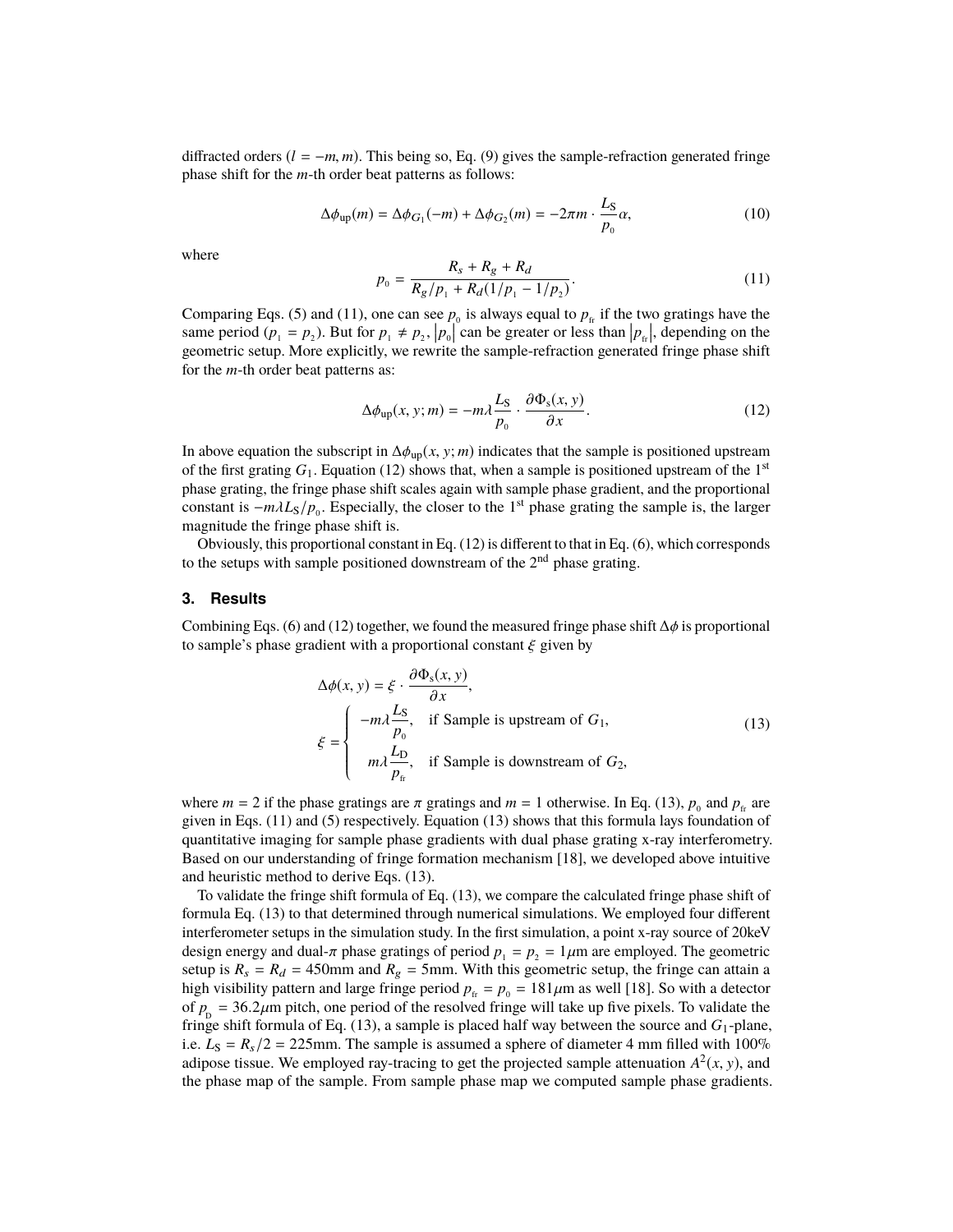diffracted orders ($l = -m, m$). This being so, Eq. (9) gives the sample-refraction generated fringe phase shift for the $m$-th order beat patterns as follows:

$$\Delta\phi_{\text{up}}(m) = \Delta\phi_{G_1}(-m) + \Delta\phi_{G_2}(m) = -2\pi m \cdot \frac{L_{\text{S}}}{p_{_0}}\alpha, \tag{10}$$

where

$$p_{_0} = \frac{R_s + R_g + R_d}{R_g/p_{_1} + R_d(1/p_{_1} - 1/p_{_2})}. \tag{11}$$

Comparing Eqs. (5) and (11), one can see $p_{_0}$ is always equal to $p_{_{\text{fr}}}$ if the two gratings have the same period ($p_{_1} = p_{_2}$). But for $p_{_1} \neq p_{_2}$, $|p_{_0}|$ can be greater or less than $|p_{_{\text{fr}}}|$, depending on the geometric setup. More explicitly, we rewrite the sample-refraction generated fringe phase shift for the $m$-th order beat patterns as:

$$\Delta\phi_{\text{up}}(x, y; m) = -m\lambda \frac{L_{\text{S}}}{p_{_0}} \cdot \frac{\partial \Phi_{\text{s}}(x, y)}{\partial x}. \tag{12}$$

In above equation the subscript in $\Delta\phi_{\text{up}}(x, y; m)$ indicates that the sample is positioned upstream of the first grating $G_1$. Equation (12) shows that, when a sample is positioned upstream of the 1$^{\text{st}}$ phase grating, the fringe phase shift scales again with sample phase gradient, and the proportional constant is $-m\lambda L_{\text{S}}/p_{_0}$. Especially, the closer to the 1$^{\text{st}}$ phase grating the sample is, the larger magnitude the fringe phase shift is.

Obviously, this proportional constant in Eq. (12) is different to that in Eq. (6), which corresponds to the setups with sample positioned downstream of the 2$^{\text{nd}}$ phase grating.

## 3. Results

Combining Eqs. (6) and (12) together, we found the measured fringe phase shift $\Delta\phi$ is proportional to sample's phase gradient with a proportional constant $\xi$ given by

$$\Delta\phi(x, y) = \xi \cdot \frac{\partial \Phi_{\text{s}}(x, y)}{\partial x},$$
$$\xi = \begin{cases} -m\lambda \dfrac{L_{\text{S}}}{p_{_0}}, & \text{if Sample is upstream of } G_1, \\ m\lambda \dfrac{L_{\text{D}}}{p_{_{\text{fr}}}}, & \text{if Sample is downstream of } G_2, \end{cases} \tag{13}$$

where $m = 2$ if the phase gratings are $\pi$ gratings and $m = 1$ otherwise. In Eq. (13), $p_{_0}$ and $p_{_{\text{fr}}}$ are given in Eqs. (11) and (5) respectively. Equation (13) shows that this formula lays foundation of quantitative imaging for sample phase gradients with dual phase grating x-ray interferometry. Based on our understanding of fringe formation mechanism [18], we developed above intuitive and heuristic method to derive Eqs. (13).

To validate the fringe shift formula of Eq. (13), we compare the calculated fringe phase shift of formula Eq. (13) to that determined through numerical simulations. We employed four different interferometer setups in the simulation study. In the first simulation, a point x-ray source of 20keV design energy and dual-$\pi$ phase gratings of period $p_{_1} = p_{_2} = 1\mu$m are employed. The geometric setup is $R_s = R_d = 450$mm and $R_g = 5$mm. With this geometric setup, the fringe can attain a high visibility pattern and large fringe period $p_{_{\text{fr}}} = p_{_0} = 181\mu$m as well [18]. So with a detector of $p_{_{\text{D}}} = 36.2\mu$m pitch, one period of the resolved fringe will take up five pixels. To validate the fringe shift formula of Eq. (13), a sample is placed half way between the source and $G_1$-plane, i.e. $L_{\text{S}} = R_s/2 = 225$mm. The sample is assumed a sphere of diameter 4 mm filled with 100% adipose tissue. We employed ray-tracing to get the projected sample attenuation $A^2(x, y)$, and the phase map of the sample. From sample phase map we computed sample phase gradients.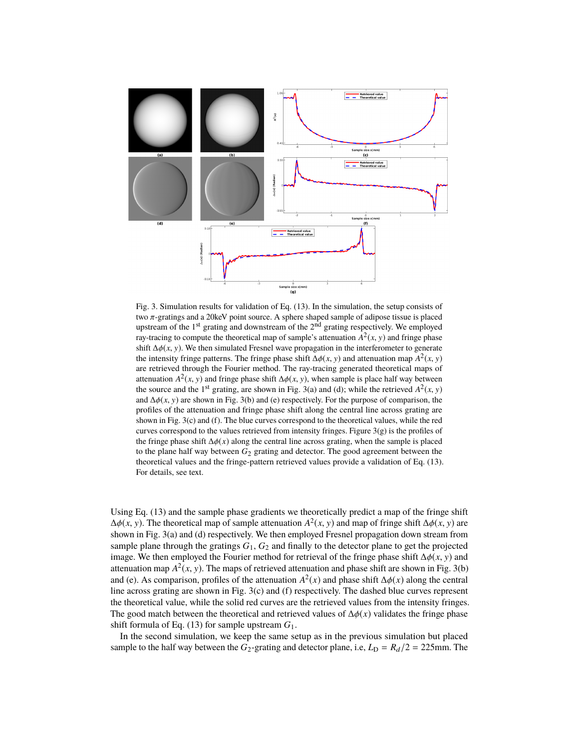Fig. 3. Simulation results for validation of Eq. (13). In the simulation, the setup consists of two $\pi$-gratings and a 20keV point source. A sphere shaped sample of adipose tissue is placed upstream of the 1st grating and downstream of the 2nd grating respectively. We employed ray-tracing to compute the theoretical map of sample's attenuation $A^2(x, y)$ and fringe phase shift $\Delta\phi(x, y)$. We then simulated Fresnel wave propagation in the interferometer to generate the intensity fringe patterns. The fringe phase shift $\Delta\phi(x, y)$ and attenuation map $A^2(x, y)$ are retrieved through the Fourier method. The ray-tracing generated theoretical maps of attenuation $A^2(x, y)$ and fringe phase shift $\Delta\phi(x, y)$, when sample is place half way between the source and the 1st grating, are shown in Fig. 3(a) and (d); while the retrieved $A^2(x, y)$ and $\Delta\phi(x, y)$ are shown in Fig. 3(b) and (e) respectively. For the purpose of comparison, the profiles of the attenuation and fringe phase shift along the central line across grating are shown in Fig. 3(c) and (f). The blue curves correspond to the theoretical values, while the red curves correspond to the values retrieved from intensity fringes. Figure 3(g) is the profiles of the fringe phase shift $\Delta\phi(x)$ along the central line across grating, when the sample is placed to the plane half way between $G_2$ grating and detector. The good agreement between the theoretical values and the fringe-pattern retrieved values provide a validation of Eq. (13). For details, see text.

Using Eq. (13) and the sample phase gradients we theoretically predict a map of the fringe shift $\Delta\phi(x, y)$. The theoretical map of sample attenuation $A^2(x, y)$ and map of fringe shift $\Delta\phi(x, y)$ are shown in Fig. 3(a) and (d) respectively. We then employed Fresnel propagation down stream from sample plane through the gratings $G_1$, $G_2$ and finally to the detector plane to get the projected image. We then employed the Fourier method for retrieval of the fringe phase shift $\Delta\phi(x, y)$ and attenuation map $A^2(x, y)$. The maps of retrieved attenuation and phase shift are shown in Fig. 3(b) and (e). As comparison, profiles of the attenuation $A^2(x)$ and phase shift $\Delta\phi(x)$ along the central line across grating are shown in Fig. 3(c) and (f) respectively. The dashed blue curves represent the theoretical value, while the solid red curves are the retrieved values from the intensity fringes. The good match between the theoretical and retrieved values of $\Delta\phi(x)$ validates the fringe phase shift formula of Eq. (13) for sample upstream $G_1$.

In the second simulation, we keep the same setup as in the previous simulation but placed sample to the half way between the $G_2$-grating and detector plane, i.e, $L_D = R_d/2 = 225$mm. The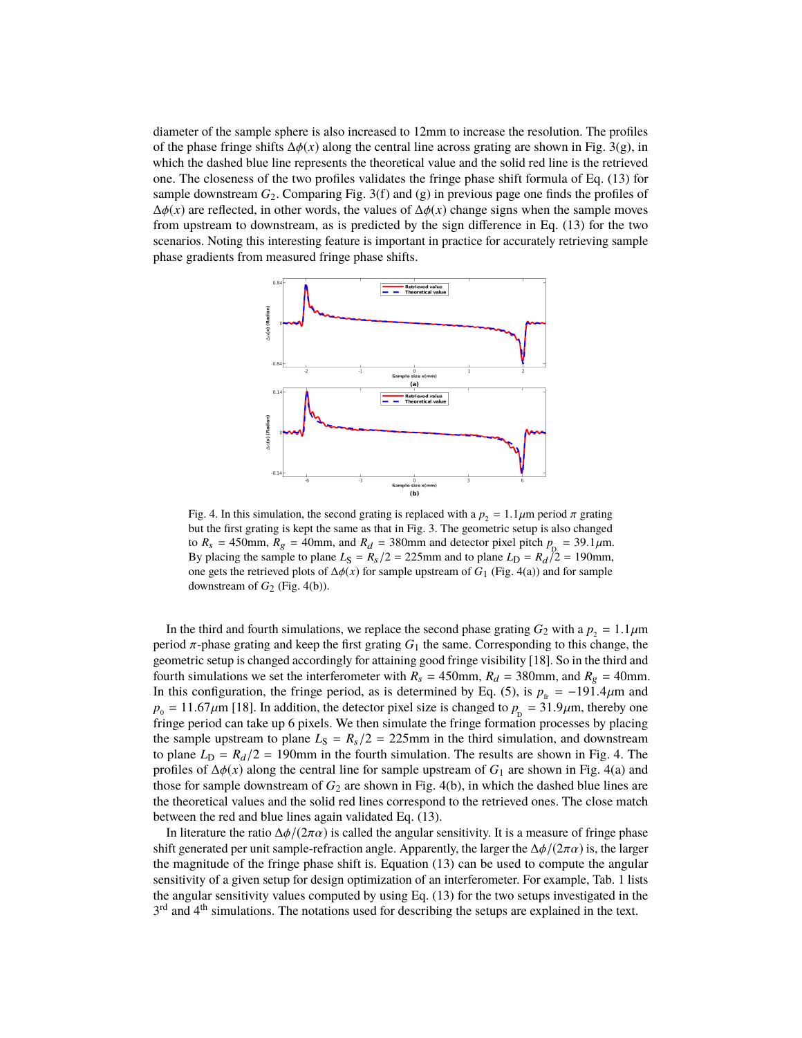diameter of the sample sphere is also increased to 12mm to increase the resolution. The profiles of the phase fringe shifts $\Delta\phi(x)$ along the central line across grating are shown in Fig. 3(g), in which the dashed blue line represents the theoretical value and the solid red line is the retrieved one. The closeness of the two profiles validates the fringe phase shift formula of Eq. (13) for sample downstream $G_2$. Comparing Fig. 3(f) and (g) in previous page one finds the profiles of $\Delta\phi(x)$ are reflected, in other words, the values of $\Delta\phi(x)$ change signs when the sample moves from upstream to downstream, as is predicted by the sign difference in Eq. (13) for the two scenarios. Noting this interesting feature is important in practice for accurately retrieving sample phase gradients from measured fringe phase shifts.

Fig. 4. In this simulation, the second grating is replaced with a $p_2 = 1.1\mu$m period $\pi$ grating but the first grating is kept the same as that in Fig. 3. The geometric setup is also changed to $R_s = 450$mm, $R_g = 40$mm, and $R_d = 380$mm and detector pixel pitch $p_D = 39.1\mu$m. By placing the sample to plane $L_S = R_s/2 = 225$mm and to plane $L_D = R_d/2 = 190$mm, one gets the retrieved plots of $\Delta\phi(x)$ for sample upstream of $G_1$ (Fig. 4(a)) and for sample downstream of $G_2$ (Fig. 4(b)).

In the third and fourth simulations, we replace the second phase grating $G_2$ with a $p_2 = 1.1\mu$m period $\pi$-phase grating and keep the first grating $G_1$ the same. Corresponding to this change, the geometric setup is changed accordingly for attaining good fringe visibility [18]. So in the third and fourth simulations we set the interferometer with $R_s = 450$mm, $R_d = 380$mm, and $R_g = 40$mm. In this configuration, the fringe period, as is determined by Eq. (5), is $p_{fr} = -191.4\mu$m and $p_0 = 11.67\mu$m [18]. In addition, the detector pixel size is changed to $p_D = 31.9\mu$m, thereby one fringe period can take up 6 pixels. We then simulate the fringe formation processes by placing the sample upstream to plane $L_S = R_s/2 = 225$mm in the third simulation, and downstream to plane $L_D = R_d/2 = 190$mm in the fourth simulation. The results are shown in Fig. 4. The profiles of $\Delta\phi(x)$ along the central line for sample upstream of $G_1$ are shown in Fig. 4(a) and those for sample downstream of $G_2$ are shown in Fig. 4(b), in which the dashed blue lines are the theoretical values and the solid red lines correspond to the retrieved ones. The close match between the red and blue lines again validated Eq. (13).

In literature the ratio $\Delta\phi/(2\pi\alpha)$ is called the angular sensitivity. It is a measure of fringe phase shift generated per unit sample-refraction angle. Apparently, the larger the $\Delta\phi/(2\pi\alpha)$ is, the larger the magnitude of the fringe phase shift is. Equation (13) can be used to compute the angular sensitivity of a given setup for design optimization of an interferometer. For example, Tab. 1 lists the angular sensitivity values computed by using Eq. (13) for the two setups investigated in the 3rd and 4th simulations. The notations used for describing the setups are explained in the text.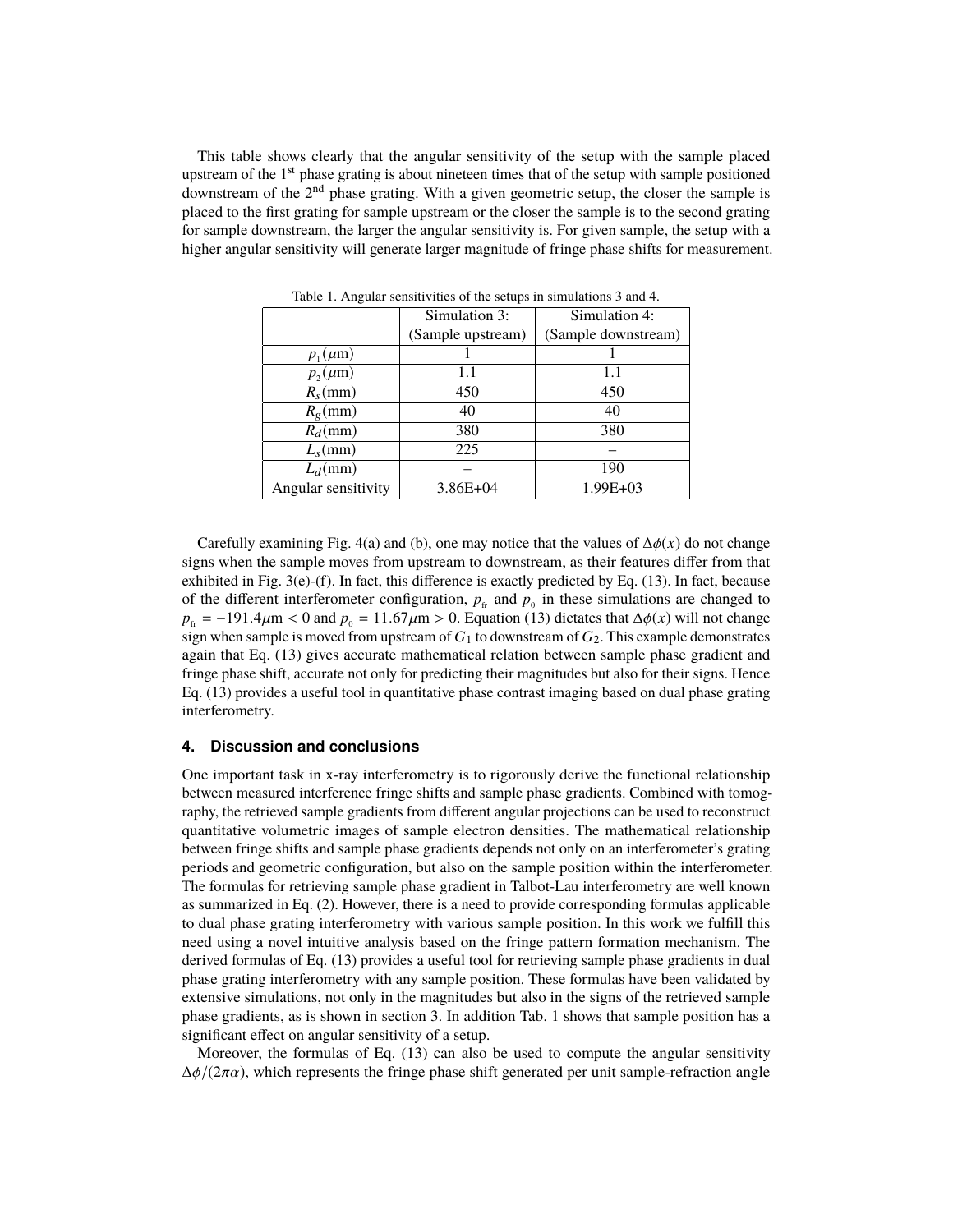This table shows clearly that the angular sensitivity of the setup with the sample placed upstream of the 1st phase grating is about nineteen times that of the setup with sample positioned downstream of the 2nd phase grating. With a given geometric setup, the closer the sample is placed to the first grating for sample upstream or the closer the sample is to the second grating for sample downstream, the larger the angular sensitivity is. For given sample, the setup with a higher angular sensitivity will generate larger magnitude of fringe phase shifts for measurement.

Table 1. Angular sensitivities of the setups in simulations 3 and 4.

| | Simulation 3: (Sample upstream) | Simulation 4: (Sample downstream) |
|---|---|---|
| $p_1(\mu\text{m})$ | 1 | 1 |
| $p_2(\mu\text{m})$ | 1.1 | 1.1 |
| $R_s(\text{mm})$ | 450 | 450 |
| $R_g(\text{mm})$ | 40 | 40 |
| $R_d(\text{mm})$ | 380 | 380 |
| $L_s(\text{mm})$ | 225 | – |
| $L_d(\text{mm})$ | – | 190 |
| Angular sensitivity | 3.86E+04 | 1.99E+03 |

Carefully examining Fig. 4(a) and (b), one may notice that the values of $\Delta\phi(x)$ do not change signs when the sample moves from upstream to downstream, as their features differ from that exhibited in Fig. 3(e)-(f). In fact, this difference is exactly predicted by Eq. (13). In fact, because of the different interferometer configuration, $p_{\text{fr}}$ and $p_0$ in these simulations are changed to $p_{\text{fr}} = -191.4\mu\text{m} < 0$ and $p_0 = 11.67\mu\text{m} > 0$. Equation (13) dictates that $\Delta\phi(x)$ will not change sign when sample is moved from upstream of $G_1$ to downstream of $G_2$. This example demonstrates again that Eq. (13) gives accurate mathematical relation between sample phase gradient and fringe phase shift, accurate not only for predicting their magnitudes but also for their signs. Hence Eq. (13) provides a useful tool in quantitative phase contrast imaging based on dual phase grating interferometry.

## 4. Discussion and conclusions

One important task in x-ray interferometry is to rigorously derive the functional relationship between measured interference fringe shifts and sample phase gradients. Combined with tomography, the retrieved sample gradients from different angular projections can be used to reconstruct quantitative volumetric images of sample electron densities. The mathematical relationship between fringe shifts and sample phase gradients depends not only on an interferometer's grating periods and geometric configuration, but also on the sample position within the interferometer. The formulas for retrieving sample phase gradient in Talbot-Lau interferometry are well known as summarized in Eq. (2). However, there is a need to provide corresponding formulas applicable to dual phase grating interferometry with various sample position. In this work we fulfill this need using a novel intuitive analysis based on the fringe pattern formation mechanism. The derived formulas of Eq. (13) provides a useful tool for retrieving sample phase gradients in dual phase grating interferometry with any sample position. These formulas have been validated by extensive simulations, not only in the magnitudes but also in the signs of the retrieved sample phase gradients, as is shown in section 3. In addition Tab. 1 shows that sample position has a significant effect on angular sensitivity of a setup.

Moreover, the formulas of Eq. (13) can also be used to compute the angular sensitivity $\Delta\phi/(2\pi\alpha)$, which represents the fringe phase shift generated per unit sample-refraction angle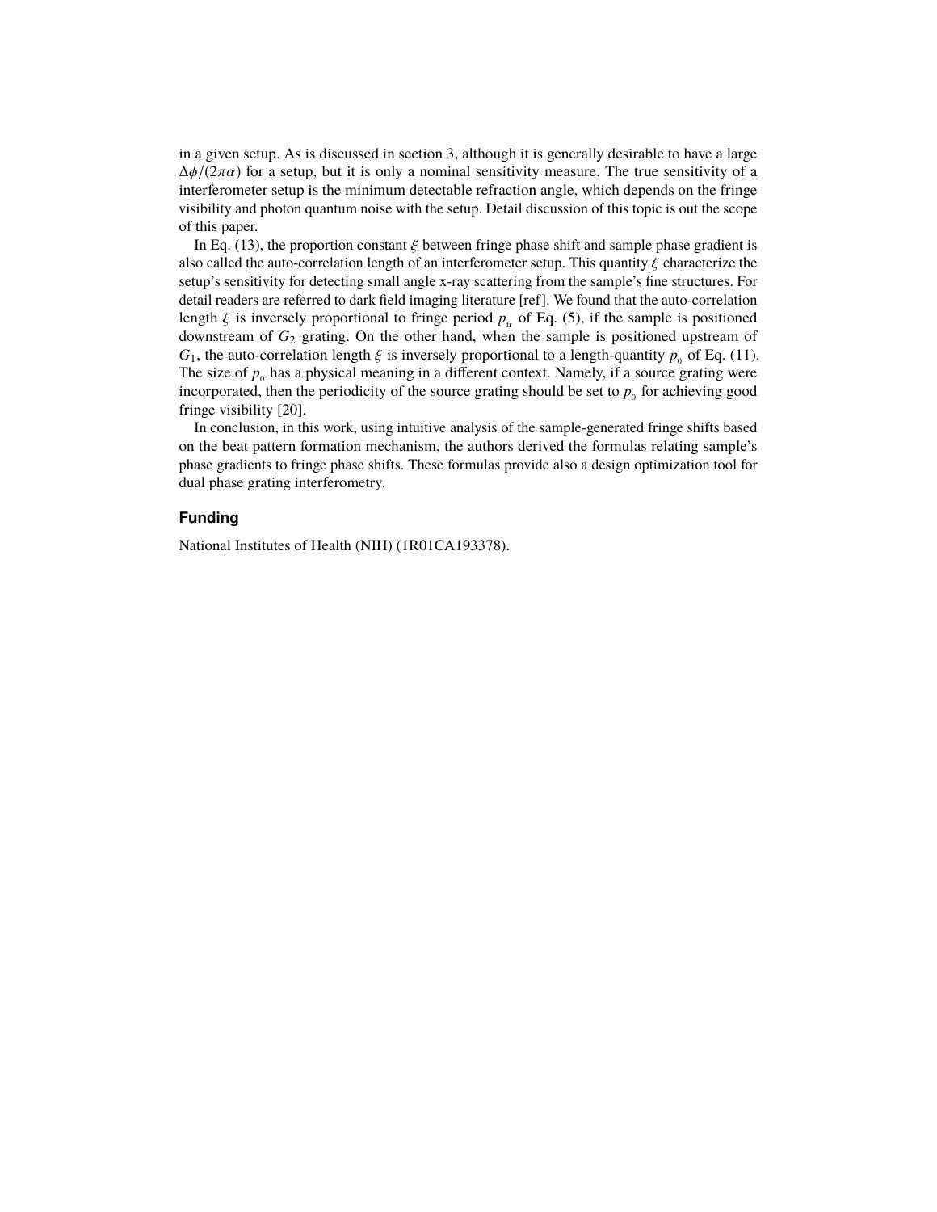in a given setup. As is discussed in section 3, although it is generally desirable to have a large $\Delta\phi/(2\pi\alpha)$ for a setup, but it is only a nominal sensitivity measure. The true sensitivity of a interferometer setup is the minimum detectable refraction angle, which depends on the fringe visibility and photon quantum noise with the setup. Detail discussion of this topic is out the scope of this paper.

In Eq. (13), the proportion constant $\xi$ between fringe phase shift and sample phase gradient is also called the auto-correlation length of an interferometer setup. This quantity $\xi$ characterize the setup's sensitivity for detecting small angle x-ray scattering from the sample's fine structures. For detail readers are referred to dark field imaging literature [ref]. We found that the auto-correlation length $\xi$ is inversely proportional to fringe period $p_{fr}$ of Eq. (5), if the sample is positioned downstream of $G_2$ grating. On the other hand, when the sample is positioned upstream of $G_1$, the auto-correlation length $\xi$ is inversely proportional to a length-quantity $p_0$ of Eq. (11). The size of $p_0$ has a physical meaning in a different context. Namely, if a source grating were incorporated, then the periodicity of the source grating should be set to $p_0$ for achieving good fringe visibility [20].

In conclusion, in this work, using intuitive analysis of the sample-generated fringe shifts based on the beat pattern formation mechanism, the authors derived the formulas relating sample's phase gradients to fringe phase shifts. These formulas provide also a design optimization tool for dual phase grating interferometry.

## Funding

National Institutes of Health (NIH) (1R01CA193378).